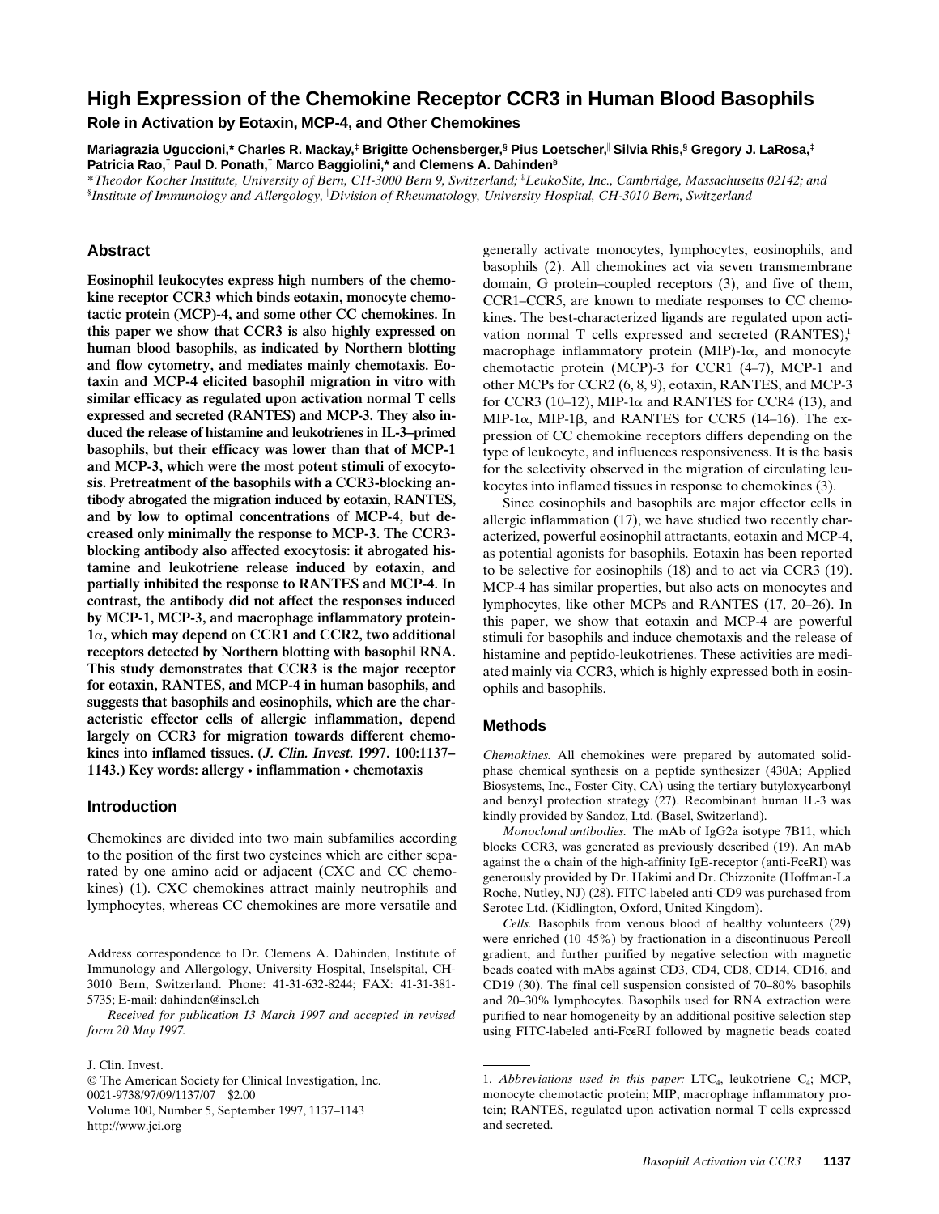# High Expression of the Chemokine Receptor CCR3 in Human Blood Basophils

## Role in Activation by Eotaxin, MCP-4, and Other Chemokines

**Mariagrazia Uguccioni,\* Charles R. Mackay,‡ Brigitte Ochensberger,§ Pius Loetscher,‖ Silvia Rhis,§ Gregory J. LaRosa,‡ Patricia Rao,‡ Paul D. Ponath,‡ Marco Baggiolini,\* and Clemens A. Dahinden§**

\*Theodor Kocher Institute, University of Bern, CH-3000 Bern 9, Switzerland; ‡LeukoSite, Inc., Cambridge, Massachusetts 02142; and §Institute of Immunology and Allergology, ‖Division of Rheumatology, University Hospital, CH-3010 Bern, Switzerland

## Abstract

**Eosinophil leukocytes express high numbers of the chemokine receptor CCR3 which binds eotaxin, monocyte chemotactic protein (MCP)-4, and some other CC chemokines. In this paper we show that CCR3 is also highly expressed on human blood basophils, as indicated by Northern blotting and flow cytometry, and mediates mainly chemotaxis. Eotaxin and MCP-4 elicited basophil migration in vitro with similar efficacy as regulated upon activation normal T cells expressed and secreted (RANTES) and MCP-3. They also induced the release of histamine and leukotrienes in IL-3–primed basophils, but their efficacy was lower than that of MCP-1 and MCP-3, which were the most potent stimuli of exocytosis. Pretreatment of the basophils with a CCR3-blocking antibody abrogated the migration induced by eotaxin, RANTES, and by low to optimal concentrations of MCP-4, but decreased only minimally the response to MCP-3. The CCR3-blocking antibody also affected exocytosis: it abrogated histamine and leukotriene release induced by eotaxin, and partially inhibited the response to RANTES and MCP-4. In contrast, the antibody did not affect the responses induced by MCP-1, MCP-3, and macrophage inflammatory protein-1α, which may depend on CCR1 and CCR2, two additional receptors detected by Northern blotting with basophil RNA. This study demonstrates that CCR3 is the major receptor for eotaxin, RANTES, and MCP-4 in human basophils, and suggests that basophils and eosinophils, which are the characteristic effector cells of allergic inflammation, depend largely on CCR3 for migration towards different chemokines into inflamed tissues. (*J. Clin. Invest.* 1997. 100:1137–1143.) Key words: allergy • inflammation • chemotaxis**

## Introduction

Chemokines are divided into two main subfamilies according to the position of the first two cysteines which are either separated by one amino acid or adjacent (CXC and CC chemokines) (1). CXC chemokines attract mainly neutrophils and lymphocytes, whereas CC chemokines are more versatile and generally activate monocytes, lymphocytes, eosinophils, and basophils (2). All chemokines act via seven transmembrane domain, G protein–coupled receptors (3), and five of them, CCR1–CCR5, are known to mediate responses to CC chemokines. The best-characterized ligands are regulated upon activation normal T cells expressed and secreted (RANTES),[1] macrophage inflammatory protein (MIP)-1α, and monocyte chemotactic protein (MCP)-3 for CCR1 (4–7), MCP-1 and other MCPs for CCR2 (6, 8, 9), eotaxin, RANTES, and MCP-3 for CCR3 (10–12), MIP-1α and RANTES for CCR4 (13), and MIP-1α, MIP-1β, and RANTES for CCR5 (14–16). The expression of CC chemokine receptors differs depending on the type of leukocyte, and influences responsiveness. It is the basis for the selectivity observed in the migration of circulating leukocytes into inflamed tissues in response to chemokines (3).

Since eosinophils and basophils are major effector cells in allergic inflammation (17), we have studied two recently characterized, powerful eosinophil attractants, eotaxin and MCP-4, as potential agonists for basophils. Eotaxin has been reported to be selective for eosinophils (18) and to act via CCR3 (19). MCP-4 has similar properties, but also acts on monocytes and lymphocytes, like other MCPs and RANTES (17, 20–26). In this paper, we show that eotaxin and MCP-4 are powerful stimuli for basophils and induce chemotaxis and the release of histamine and peptido-leukotrienes. These activities are mediated mainly via CCR3, which is highly expressed both in eosinophils and basophils.

## Methods

*Chemokines.* All chemokines were prepared by automated solid-phase chemical synthesis on a peptide synthesizer (430A; Applied Biosystems, Inc., Foster City, CA) using the tertiary butyloxycarbonyl and benzyl protection strategy (27). Recombinant human IL-3 was kindly provided by Sandoz, Ltd. (Basel, Switzerland).

*Monoclonal antibodies.* The mAb of IgG2a isotype 7B11, which blocks CCR3, was generated as previously described (19). An mAb against the α chain of the high-affinity IgE-receptor (anti-FcεRI) was generously provided by Dr. Hakimi and Dr. Chizzonite (Hoffman-La Roche, Nutley, NJ) (28). FITC-labeled anti-CD9 was purchased from Serotec Ltd. (Kidlington, Oxford, United Kingdom).

*Cells.* Basophils from venous blood of healthy volunteers (29) were enriched (10–45%) by fractionation in a discontinuous Percoll gradient, and further purified by negative selection with magnetic beads coated with mAbs against CD3, CD4, CD8, CD14, CD16, and CD19 (30). The final cell suspension consisted of 70–80% basophils and 20–30% lymphocytes. Basophils used for RNA extraction were purified to near homogeneity by an additional positive selection step using FITC-labeled anti-FcεRI followed by magnetic beads coated

---

Address correspondence to Dr. Clemens A. Dahinden, Institute of Immunology and Allergology, University Hospital, Inselspital, CH-3010 Bern, Switzerland. Phone: 41-31-632-8244; FAX: 41-31-381-5735; E-mail: dahinden@insel.ch

*Received for publication 13 March 1997 and accepted in revised form 20 May 1997.*

J. Clin. Invest.
© The American Society for Clinical Investigation, Inc.
0021-9738/97/09/1137/07 $2.00
Volume 100, Number 5, September 1997, 1137–1143
http://www.jci.org

1. *Abbreviations used in this paper:* $LTC_4$, leukotriene $C_4$; MCP, monocyte chemotactic protein; MIP, macrophage inflammatory protein; RANTES, regulated upon activation normal T cells expressed and secreted.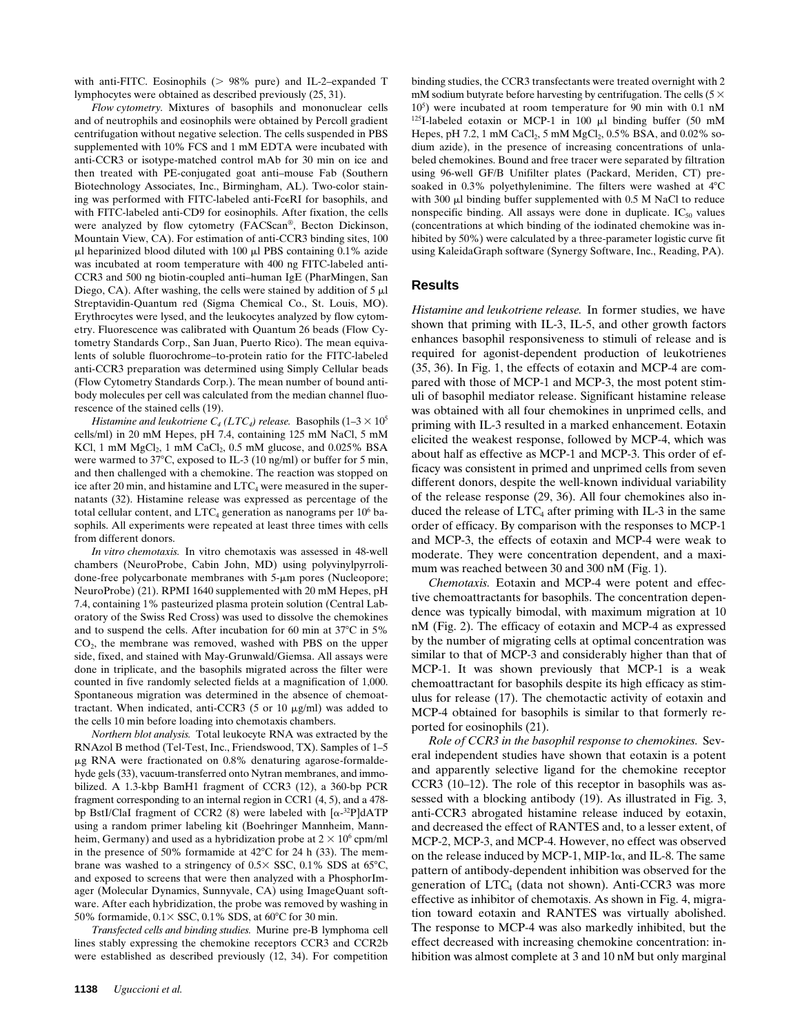with anti-FITC. Eosinophils (> 98% pure) and IL-2–expanded T lymphocytes were obtained as described previously (25, 31).

*Flow cytometry.* Mixtures of basophils and mononuclear cells and of neutrophils and eosinophils were obtained by Percoll gradient centrifugation without negative selection. The cells suspended in PBS supplemented with 10% FCS and 1 mM EDTA were incubated with anti-CCR3 or isotype-matched control mAb for 30 min on ice and then treated with PE-conjugated goat anti–mouse Fab (Southern Biotechnology Associates, Inc., Birmingham, AL). Two-color staining was performed with FITC-labeled anti-FcεRI for basophils, and with FITC-labeled anti-CD9 for eosinophils. After fixation, the cells were analyzed by flow cytometry (FACScan®, Becton Dickinson, Mountain View, CA). For estimation of anti-CCR3 binding sites, 100 μl heparinized blood diluted with 100 μl PBS containing 0.1% azide was incubated at room temperature with 400 ng FITC-labeled anti-CCR3 and 500 ng biotin-coupled anti–human IgE (PharMingen, San Diego, CA). After washing, the cells were stained by addition of 5 μl Streptavidin-Quantum red (Sigma Chemical Co., St. Louis, MO). Erythrocytes were lysed, and the leukocytes analyzed by flow cytometry. Fluorescence was calibrated with Quantum 26 beads (Flow Cytometry Standards Corp., San Juan, Puerto Rico). The mean equivalents of soluble fluorochrome–to-protein ratio for the FITC-labeled anti-CCR3 preparation was determined using Simply Cellular beads (Flow Cytometry Standards Corp.). The mean number of bound antibody molecules per cell was calculated from the median channel fluorescence of the stained cells (19).

*Histamine and leukotriene $C_4$ ($LTC_4$) release.* Basophils ($1$–$3 \times 10^5$ cells/ml) in 20 mM Hepes, pH 7.4, containing 125 mM NaCl, 5 mM KCl, 1 mM $MgCl_2$, 1 mM $CaCl_2$, 0.5 mM glucose, and 0.025% BSA were warmed to 37°C, exposed to IL-3 (10 ng/ml) or buffer for 5 min, and then challenged with a chemokine. The reaction was stopped on ice after 20 min, and histamine and $LTC_4$ were measured in the supernatants (32). Histamine release was expressed as percentage of the total cellular content, and $LTC_4$ generation as nanograms per $10^6$ basophils. All experiments were repeated at least three times with cells from different donors.

*In vitro chemotaxis.* In vitro chemotaxis was assessed in 48-well chambers (NeuroProbe, Cabin John, MD) using polyvinylpyrrolidone-free polycarbonate membranes with 5-μm pores (Nucleopore; NeuroProbe) (21). RPMI 1640 supplemented with 20 mM Hepes, pH 7.4, containing 1% pasteurized plasma protein solution (Central Laboratory of the Swiss Red Cross) was used to dissolve the chemokines and to suspend the cells. After incubation for 60 min at 37°C in 5% $CO_2$, the membrane was removed, washed with PBS on the upper side, fixed, and stained with May-Grunwald/Giemsa. All assays were done in triplicate, and the basophils migrated across the filter were counted in five randomly selected fields at a magnification of 1,000. Spontaneous migration was determined in the absence of chemoattractant. When indicated, anti-CCR3 (5 or 10 μg/ml) was added to the cells 10 min before loading into chemotaxis chambers.

*Northern blot analysis.* Total leukocyte RNA was extracted by the RNAzol B method (Tel-Test, Inc., Friendswood, TX). Samples of 1–5 μg RNA were fractionated on 0.8% denaturing agarose-formaldehyde gels (33), vacuum-transferred onto Nytran membranes, and immobilized. A 1.3-kbp BamH1 fragment of CCR3 (12), a 360-bp PCR fragment corresponding to an internal region in CCR1 (4, 5), and a 478-bp BstI/ClaI fragment of CCR2 (8) were labeled with [$\alpha$-$^{32}$P]dATP using a random primer labeling kit (Boehringer Mannheim, Mannheim, Germany) and used as a hybridization probe at $2 \times 10^6$ cpm/ml in the presence of 50% formamide at 42°C for 24 h (33). The membrane was washed to a stringency of 0.5× SSC, 0.1% SDS at 65°C, and exposed to screens that were then analyzed with a PhosphorImager (Molecular Dynamics, Sunnyvale, CA) using ImageQuant software. After each hybridization, the probe was removed by washing in 50% formamide, 0.1× SSC, 0.1% SDS, at 60°C for 30 min.

*Transfected cells and binding studies.* Murine pre-B lymphoma cell lines stably expressing the chemokine receptors CCR3 and CCR2b were established as described previously (12, 34). For competition binding studies, the CCR3 transfectants were treated overnight with 2 mM sodium butyrate before harvesting by centrifugation. The cells ($5 \times 10^5$) were incubated at room temperature for 90 min with 0.1 nM $^{125}$I-labeled eotaxin or MCP-1 in 100 μl binding buffer (50 mM Hepes, pH 7.2, 1 mM $CaCl_2$, 5 mM $MgCl_2$, 0.5% BSA, and 0.02% sodium azide), in the presence of increasing concentrations of unlabeled chemokines. Bound and free tracer were separated by filtration using 96-well GF/B Unifilter plates (Packard, Meriden, CT) presoaked in 0.3% polyethylenimine. The filters were washed at 4°C with 300 μl binding buffer supplemented with 0.5 M NaCl to reduce nonspecific binding. All assays were done in duplicate. $IC_{50}$ values (concentrations at which binding of the iodinated chemokine was inhibited by 50%) were calculated by a three-parameter logistic curve fit using KaleidaGraph software (Synergy Software, Inc., Reading, PA).

## Results

*Histamine and leukotriene release.* In former studies, we have shown that priming with IL-3, IL-5, and other growth factors enhances basophil responsiveness to stimuli of release and is required for agonist-dependent production of leukotrienes (35, 36). In Fig. 1, the effects of eotaxin and MCP-4 are compared with those of MCP-1 and MCP-3, the most potent stimuli of basophil mediator release. Significant histamine release was obtained with all four chemokines in unprimed cells, and priming with IL-3 resulted in a marked enhancement. Eotaxin elicited the weakest response, followed by MCP-4, which was about half as effective as MCP-1 and MCP-3. This order of efficacy was consistent in primed and unprimed cells from seven different donors, despite the well-known individual variability of the release response (29, 36). All four chemokines also induced the release of $LTC_4$ after priming with IL-3 in the same order of efficacy. By comparison with the responses to MCP-1 and MCP-3, the effects of eotaxin and MCP-4 were weak to moderate. They were concentration dependent, and a maximum was reached between 30 and 300 nM (Fig. 1).

*Chemotaxis.* Eotaxin and MCP-4 were potent and effective chemoattractants for basophils. The concentration dependence was typically bimodal, with maximum migration at 10 nM (Fig. 2). The efficacy of eotaxin and MCP-4 as expressed by the number of migrating cells at optimal concentration was similar to that of MCP-3 and considerably higher than that of MCP-1. It was shown previously that MCP-1 is a weak chemoattractant for basophils despite its high efficacy as stimulus for release (17). The chemotactic activity of eotaxin and MCP-4 obtained for basophils is similar to that formerly reported for eosinophils (21).

*Role of CCR3 in the basophil response to chemokines.* Several independent studies have shown that eotaxin is a potent and apparently selective ligand for the chemokine receptor CCR3 (10–12). The role of this receptor in basophils was assessed with a blocking antibody (19). As illustrated in Fig. 3, anti-CCR3 abrogated histamine release induced by eotaxin, and decreased the effect of RANTES and, to a lesser extent, of MCP-2, MCP-3, and MCP-4. However, no effect was observed on the release induced by MCP-1, MIP-1α, and IL-8. The same pattern of antibody-dependent inhibition was observed for the generation of $LTC_4$ (data not shown). Anti-CCR3 was more effective as inhibitor of chemotaxis. As shown in Fig. 4, migration toward eotaxin and RANTES was virtually abolished. The response to MCP-4 was also markedly inhibited, but the effect decreased with increasing chemokine concentration: inhibition was almost complete at 3 and 10 nM but only marginal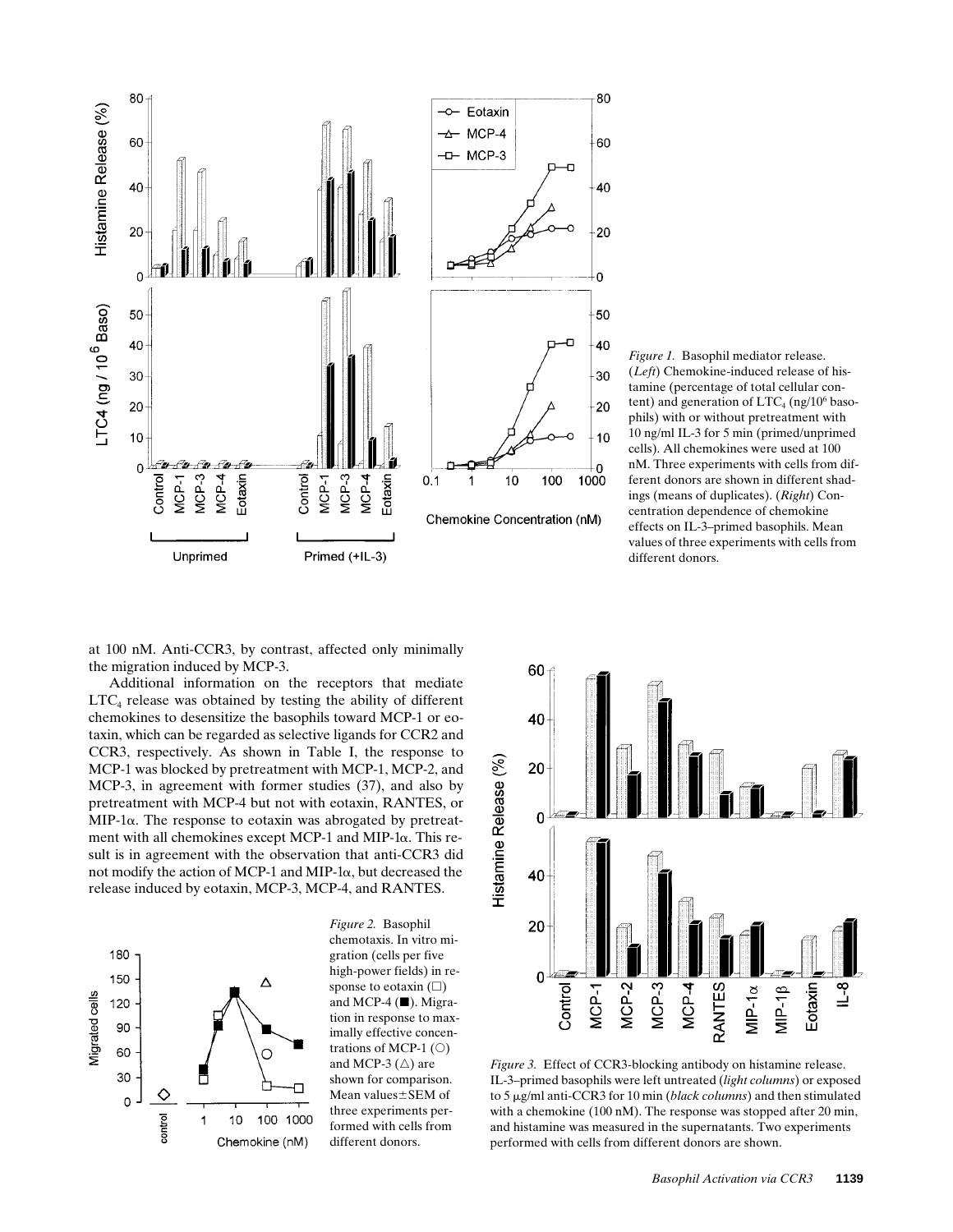*Figure 1.* Basophil mediator release. (*Left*) Chemokine-induced release of histamine (percentage of total cellular content) and generation of $LTC_4$ (ng/$10^6$ basophils) with or without pretreatment with 10 ng/ml IL-3 for 5 min (primed/unprimed cells). All chemokines were used at 100 nM. Three experiments with cells from different donors are shown in different shadings (means of duplicates). (*Right*) Concentration dependence of chemokine effects on IL-3–primed basophils. Mean values of three experiments with cells from different donors.

at 100 nM. Anti-CCR3, by contrast, affected only minimally the migration induced by MCP-3.

Additional information on the receptors that mediate $LTC_4$ release was obtained by testing the ability of different chemokines to desensitize the basophils toward MCP-1 or eotaxin, which can be regarded as selective ligands for CCR2 and CCR3, respectively. As shown in Table I, the response to MCP-1 was blocked by pretreatment with MCP-1, MCP-2, and MCP-3, in agreement with former studies (37), and also by pretreatment with MCP-4 but not with eotaxin, RANTES, or MIP-1α. The response to eotaxin was abrogated by pretreatment with all chemokines except MCP-1 and MIP-1α. This result is in agreement with the observation that anti-CCR3 did not modify the action of MCP-1 and MIP-1α, but decreased the release induced by eotaxin, MCP-3, MCP-4, and RANTES.

*Figure 2.* Basophil chemotaxis. In vitro migration (cells per five high-power fields) in response to eotaxin (□) and MCP-4 (■). Migration in response to maximally effective concentrations of MCP-1 (○) and MCP-3 (△) are shown for comparison. Mean values±SEM of three experiments performed with cells from different donors.

*Figure 3.* Effect of CCR3-blocking antibody on histamine release. IL-3–primed basophils were left untreated (*light columns*) or exposed to 5 μg/ml anti-CCR3 for 10 min (*black columns*) and then stimulated with a chemokine (100 nM). The response was stopped after 20 min, and histamine was measured in the supernatants. Two experiments performed with cells from different donors are shown.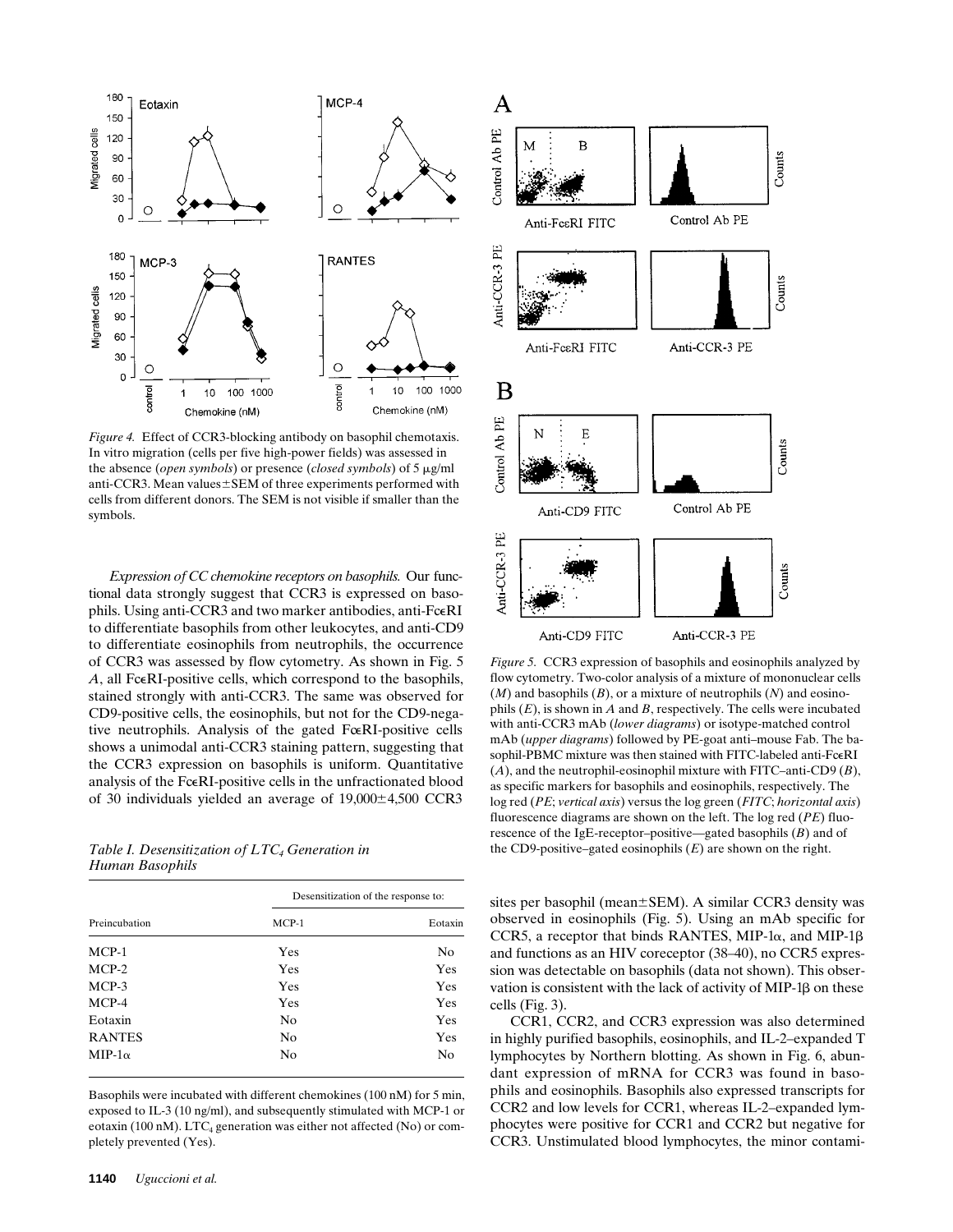*Figure 4.* Effect of CCR3-blocking antibody on basophil chemotaxis. In vitro migration (cells per five high-power fields) was assessed in the absence (*open symbols*) or presence (*closed symbols*) of 5 μg/ml anti-CCR3. Mean values±SEM of three experiments performed with cells from different donors. The SEM is not visible if smaller than the symbols.

*Expression of CC chemokine receptors on basophils.* Our functional data strongly suggest that CCR3 is expressed on basophils. Using anti-CCR3 and two marker antibodies, anti-FcεRI to differentiate basophils from other leukocytes, and anti-CD9 to differentiate eosinophils from neutrophils, the occurrence of CCR3 was assessed by flow cytometry. As shown in Fig. 5 *A*, all FcεRI-positive cells, which correspond to the basophils, stained strongly with anti-CCR3. The same was observed for CD9-positive cells, the eosinophils, but not for the CD9-negative neutrophils. Analysis of the gated FcεRI-positive cells shows a unimodal anti-CCR3 staining pattern, suggesting that the CCR3 expression on basophils is uniform. Quantitative analysis of the FcεRI-positive cells in the unfractionated blood of 30 individuals yielded an average of 19,000±4,500 CCR3 sites per basophil (mean±SEM). A similar CCR3 density was observed in eosinophils (Fig. 5). Using an mAb specific for CCR5, a receptor that binds RANTES, MIP-1α, and MIP-1β and functions as an HIV coreceptor (38–40), no CCR5 expression was detectable on basophils (data not shown). This observation is consistent with the lack of activity of MIP-1β on these cells (Fig. 3).

CCR1, CCR2, and CCR3 expression was also determined in highly purified basophils, eosinophils, and IL-2–expanded T lymphocytes by Northern blotting. As shown in Fig. 6, abundant expression of mRNA for CCR3 was found in basophils and eosinophils. Basophils also expressed transcripts for CCR2 and low levels for CCR1, whereas IL-2–expanded lymphocytes were positive for CCR1 and CCR2 but negative for CCR3. Unstimulated blood lymphocytes, the minor contami-

*Table I. Desensitization of $LTC_4$ Generation in Human Basophils*

| Preincubation | Desensitization of the response to: | |
|---|---|---|
| | MCP-1 | Eotaxin |
| MCP-1 | Yes | No |
| MCP-2 | Yes | Yes |
| MCP-3 | Yes | Yes |
| MCP-4 | Yes | Yes |
| Eotaxin | No | Yes |
| RANTES | No | Yes |
| MIP-1α | No | No |

Basophils were incubated with different chemokines (100 nM) for 5 min, exposed to IL-3 (10 ng/ml), and subsequently stimulated with MCP-1 or eotaxin (100 nM). $LTC_4$ generation was either not affected (No) or completely prevented (Yes).

*Figure 5.* CCR3 expression of basophils and eosinophils analyzed by flow cytometry. Two-color analysis of a mixture of mononuclear cells (*M*) and basophils (*B*), or a mixture of neutrophils (*N*) and eosinophils (*E*), is shown in *A* and *B*, respectively. The cells were incubated with anti-CCR3 mAb (*lower diagrams*) or isotype-matched control mAb (*upper diagrams*) followed by PE-goat anti–mouse Fab. The basophil-PBMC mixture was then stained with FITC-labeled anti-FcεRI (*A*), and the neutrophil-eosinophil mixture with FITC–anti-CD9 (*B*), as specific markers for basophils and eosinophils, respectively. The log red (*PE*; *vertical axis*) versus the log green (*FITC*; *horizontal axis*) fluorescence diagrams are shown on the left. The log red (*PE*) fluorescence of the IgE-receptor–positive—gated basophils (*B*) and of the CD9-positive–gated eosinophils (*E*) are shown on the right.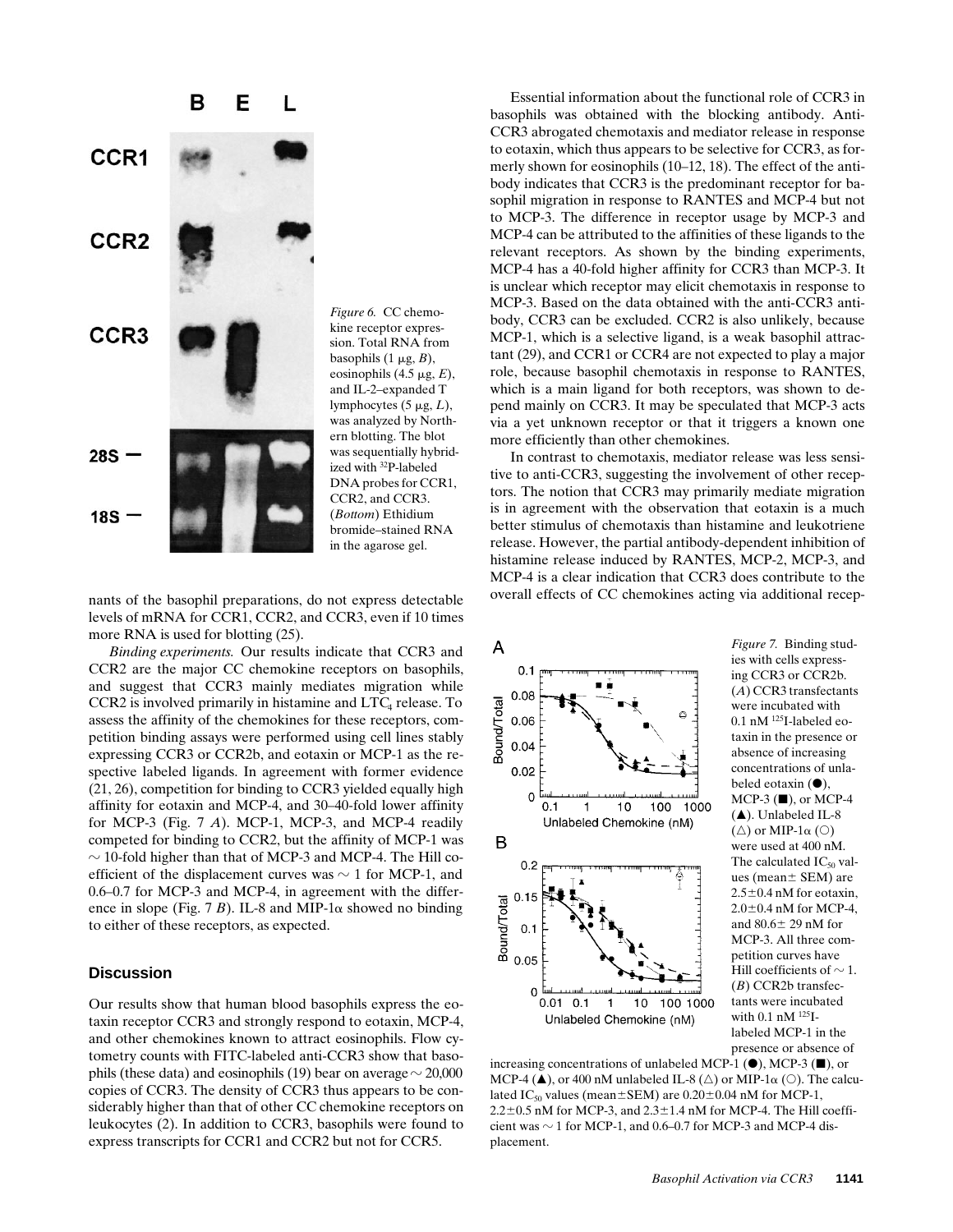*Figure 6.* CC chemokine receptor expression. Total RNA from basophils (1 μg, *B*), eosinophils (4.5 μg, *E*), and IL-2–expanded T lymphocytes (5 μg, *L*), was analyzed by Northern blotting. The blot was sequentially hybridized with $^{32}$P-labeled DNA probes for CCR1, CCR2, and CCR3. (*Bottom*) Ethidium bromide–stained RNA in the agarose gel.

nants of the basophil preparations, do not express detectable levels of mRNA for CCR1, CCR2, and CCR3, even if 10 times more RNA is used for blotting (25).

*Binding experiments.* Our results indicate that CCR3 and CCR2 are the major CC chemokine receptors on basophils, and suggest that CCR3 mainly mediates migration while CCR2 is involved primarily in histamine and $LTC_4$ release. To assess the affinity of the chemokines for these receptors, competition binding assays were performed using cell lines stably expressing CCR3 or CCR2b, and eotaxin or MCP-1 as the respective labeled ligands. In agreement with former evidence (21, 26), competition for binding to CCR3 yielded equally high affinity for eotaxin and MCP-4, and 30–40-fold lower affinity for MCP-3 (Fig. 7 *A*). MCP-1, MCP-3, and MCP-4 readily competed for binding to CCR2, but the affinity of MCP-1 was ~ 10-fold higher than that of MCP-3 and MCP-4. The Hill coefficient of the displacement curves was ~ 1 for MCP-1, and 0.6–0.7 for MCP-3 and MCP-4, in agreement with the difference in slope (Fig. 7 *B*). IL-8 and MIP-1α showed no binding to either of these receptors, as expected.

## Discussion

Our results show that human blood basophils express the eotaxin receptor CCR3 and strongly respond to eotaxin, MCP-4, and other chemokines known to attract eosinophils. Flow cytometry counts with FITC-labeled anti-CCR3 show that basophils (these data) and eosinophils (19) bear on average ~ 20,000 copies of CCR3. The density of CCR3 thus appears to be considerably higher than that of other CC chemokine receptors on leukocytes (2). In addition to CCR3, basophils were found to express transcripts for CCR1 and CCR2 but not for CCR5.

Essential information about the functional role of CCR3 in basophils was obtained with the blocking antibody. Anti-CCR3 abrogated chemotaxis and mediator release in response to eotaxin, which thus appears to be selective for CCR3, as formerly shown for eosinophils (10–12, 18). The effect of the antibody indicates that CCR3 is the predominant receptor for basophil migration in response to RANTES and MCP-4 but not to MCP-3. The difference in receptor usage by MCP-3 and MCP-4 can be attributed to the affinities of these ligands to the relevant receptors. As shown by the binding experiments, MCP-4 has a 40-fold higher affinity for CCR3 than MCP-3. It is unclear which receptor may elicit chemotaxis in response to MCP-3. Based on the data obtained with the anti-CCR3 antibody, CCR3 can be excluded. CCR2 is also unlikely, because MCP-1, which is a selective ligand, is a weak basophil attractant (29), and CCR1 or CCR4 are not expected to play a major role, because basophil chemotaxis in response to RANTES, which is a main ligand for both receptors, was shown to depend mainly on CCR3. It may be speculated that MCP-3 acts via a yet unknown receptor or that it triggers a known one more efficiently than other chemokines.

In contrast to chemotaxis, mediator release was less sensitive to anti-CCR3, suggesting the involvement of other receptors. The notion that CCR3 may primarily mediate migration is in agreement with the observation that eotaxin is a much better stimulus of chemotaxis than histamine and leukotriene release. However, the partial antibody-dependent inhibition of histamine release induced by RANTES, MCP-2, MCP-3, and MCP-4 is a clear indication that CCR3 does contribute to the overall effects of CC chemokines acting via additional recep-

*Figure 7.* Binding studies with cells expressing CCR3 or CCR2b. (*A*) CCR3 transfectants were incubated with 0.1 nM $^{125}$I-labeled eotaxin in the presence or absence of increasing concentrations of unlabeled eotaxin (●), MCP-3 (■), or MCP-4 (▲). Unlabeled IL-8 (△) or MIP-1α (○) were used at 400 nM. The calculated $IC_{50}$ values (mean± SEM) are 2.5±0.4 nM for eotaxin, 2.0±0.4 nM for MCP-4, and 80.6± 29 nM for MCP-3. All three competition curves have Hill coefficients of ~ 1. (*B*) CCR2b transfectants were incubated with 0.1 nM $^{125}$I-labeled MCP-1 in the presence or absence of increasing concentrations of unlabeled MCP-1 (●), MCP-3 (■), or MCP-4 (▲), or 400 nM unlabeled IL-8 (△) or MIP-1α (○). The calculated $IC_{50}$ values (mean±SEM) are 0.20±0.04 nM for MCP-1, 2.2±0.5 nM for MCP-3, and 2.3±1.4 nM for MCP-4. The Hill coefficient was ~ 1 for MCP-1, and 0.6–0.7 for MCP-3 and MCP-4 displacement.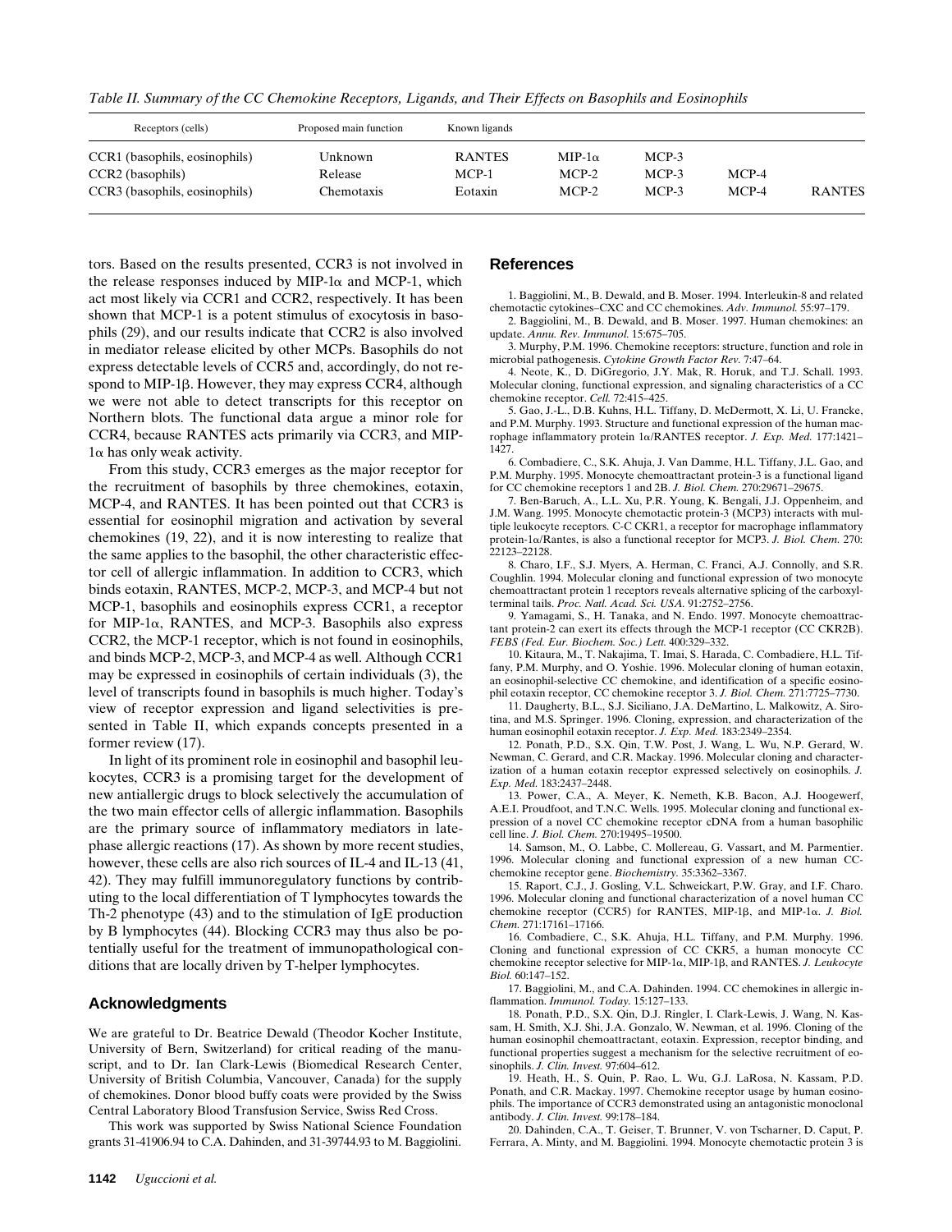*Table II. Summary of the CC Chemokine Receptors, Ligands, and Their Effects on Basophils and Eosinophils*

| Receptors (cells) | Proposed main function | Known ligands | | | | |
|---|---|---|---|---|---|---|
| CCR1 (basophils, eosinophils) | Unknown | RANTES | MIP-1α | MCP-3 | | |
| CCR2 (basophils) | Release | MCP-1 | MCP-2 | MCP-3 | MCP-4 | |
| CCR3 (basophils, eosinophils) | Chemotaxis | Eotaxin | MCP-2 | MCP-3 | MCP-4 | RANTES |

tors. Based on the results presented, CCR3 is not involved in the release responses induced by MIP-1α and MCP-1, which act most likely via CCR1 and CCR2, respectively. It has been shown that MCP-1 is a potent stimulus of exocytosis in basophils (29), and our results indicate that CCR2 is also involved in mediator release elicited by other MCPs. Basophils do not express detectable levels of CCR5 and, accordingly, do not respond to MIP-1β. However, they may express CCR4, although we were not able to detect transcripts for this receptor on Northern blots. The functional data argue a minor role for CCR4, because RANTES acts primarily via CCR3, and MIP-1α has only weak activity.

From this study, CCR3 emerges as the major receptor for the recruitment of basophils by three chemokines, eotaxin, MCP-4, and RANTES. It has been pointed out that CCR3 is essential for eosinophil migration and activation by several chemokines (19, 22), and it is now interesting to realize that the same applies to the basophil, the other characteristic effector cell of allergic inflammation. In addition to CCR3, which binds eotaxin, RANTES, MCP-2, MCP-3, and MCP-4 but not MCP-1, basophils and eosinophils express CCR1, a receptor for MIP-1α, RANTES, and MCP-3. Basophils also express CCR2, the MCP-1 receptor, which is not found in eosinophils, and binds MCP-2, MCP-3, and MCP-4 as well. Although CCR1 may be expressed in eosinophils of certain individuals (3), the level of transcripts found in basophils is much higher. Today's view of receptor expression and ligand selectivities is presented in Table II, which expands concepts presented in a former review (17).

In light of its prominent role in eosinophil and basophil leukocytes, CCR3 is a promising target for the development of new antiallergic drugs to block selectively the accumulation of the two main effector cells of allergic inflammation. Basophils are the primary source of inflammatory mediators in late-phase allergic reactions (17). As shown by more recent studies, however, these cells are also rich sources of IL-4 and IL-13 (41, 42). They may fulfill immunoregulatory functions by contributing to the local differentiation of T lymphocytes towards the Th-2 phenotype (43) and to the stimulation of IgE production by B lymphocytes (44). Blocking CCR3 may thus also be potentially useful for the treatment of immunopathological conditions that are locally driven by T-helper lymphocytes.

## Acknowledgments

We are grateful to Dr. Beatrice Dewald (Theodor Kocher Institute, University of Bern, Switzerland) for critical reading of the manuscript, and to Dr. Ian Clark-Lewis (Biomedical Research Center, University of British Columbia, Vancouver, Canada) for the supply of chemokines. Donor blood buffy coats were provided by the Swiss Central Laboratory Blood Transfusion Service, Swiss Red Cross.

This work was supported by Swiss National Science Foundation grants 31-41906.94 to C.A. Dahinden, and 31-39744.93 to M. Baggiolini.

## References

1. Baggiolini, M., B. Dewald, and B. Moser. 1994. Interleukin-8 and related chemotactic cytokines–CXC and CC chemokines. *Adv. Immunol.* 55:97–179.

2. Baggiolini, M., B. Dewald, and B. Moser. 1997. Human chemokines: an update. *Annu. Rev. Immunol.* 15:675–705.

3. Murphy, P.M. 1996. Chemokine receptors: structure, function and role in microbial pathogenesis. *Cytokine Growth Factor Rev.* 7:47–64.

4. Neote, K., D. DiGregorio, J.Y. Mak, R. Horuk, and T.J. Schall. 1993. Molecular cloning, functional expression, and signaling characteristics of a CC chemokine receptor. *Cell.* 72:415–425.

5. Gao, J.-L., D.B. Kuhns, H.L. Tiffany, D. McDermott, X. Li, U. Francke, and P.M. Murphy. 1993. Structure and functional expression of the human macrophage inflammatory protein 1α/RANTES receptor. *J. Exp. Med.* 177:1421–1427.

6. Combadiere, C., S.K. Ahuja, J. Van Damme, H.L. Tiffany, J.L. Gao, and P.M. Murphy. 1995. Monocyte chemoattractant protein-3 is a functional ligand for CC chemokine receptors 1 and 2B. *J. Biol. Chem.* 270:29671–29675.

7. Ben-Baruch, A., L.L. Xu, P.R. Young, K. Bengali, J.J. Oppenheim, and J.M. Wang. 1995. Monocyte chemotactic protein-3 (MCP3) interacts with multiple leukocyte receptors. C-C CKR1, a receptor for macrophage inflammatory protein-1α/Rantes, is also a functional receptor for MCP3. *J. Biol. Chem.* 270: 22123–22128.

8. Charo, I.F., S.J. Myers, A. Herman, C. Franci, A.J. Connolly, and S.R. Coughlin. 1994. Molecular cloning and functional expression of two monocyte chemoattractant protein 1 receptors reveals alternative splicing of the carboxyl-terminal tails. *Proc. Natl. Acad. Sci. USA.* 91:2752–2756.

9. Yamagami, S., H. Tanaka, and N. Endo. 1997. Monocyte chemoattractant protein-2 can exert its effects through the MCP-1 receptor (CC CKR2B). *FEBS (Fed. Eur. Biochem. Soc.) Lett.* 400:329–332.

10. Kitaura, M., T. Nakajima, T. Imai, S. Harada, C. Combadiere, H.L. Tiffany, P.M. Murphy, and O. Yoshie. 1996. Molecular cloning of human eotaxin, an eosinophil-selective CC chemokine, and identification of a specific eosinophil eotaxin receptor, CC chemokine receptor 3. *J. Biol. Chem.* 271:7725–7730.

11. Daugherty, B.L., S.J. Siciliano, J.A. DeMartino, L. Malkowitz, A. Sirotina, and M.S. Springer. 1996. Cloning, expression, and characterization of the human eosinophil eotaxin receptor. *J. Exp. Med.* 183:2349–2354.

12. Ponath, P.D., S.X. Qin, T.W. Post, J. Wang, L. Wu, N.P. Gerard, W. Newman, C. Gerard, and C.R. Mackay. 1996. Molecular cloning and characterization of a human eotaxin receptor expressed selectively on eosinophils. *J. Exp. Med.* 183:2437–2448.

13. Power, C.A., A. Meyer, K. Nemeth, K.B. Bacon, A.J. Hoogewerf, A.E.I. Proudfoot, and T.N.C. Wells. 1995. Molecular cloning and functional expression of a novel CC chemokine receptor cDNA from a human basophilic cell line. *J. Biol. Chem.* 270:19495–19500.

14. Samson, M., O. Labbe, C. Mollereau, G. Vassart, and M. Parmentier. 1996. Molecular cloning and functional expression of a new human CC-chemokine receptor gene. *Biochemistry.* 35:3362–3367.

15. Raport, C.J., J. Gosling, V.L. Schweickart, P.W. Gray, and I.F. Charo. 1996. Molecular cloning and functional characterization of a novel human CC chemokine receptor (CCR5) for RANTES, MIP-1β, and MIP-1α. *J. Biol. Chem.* 271:17161–17166.

16. Combadiere, C., S.K. Ahuja, H.L. Tiffany, and P.M. Murphy. 1996. Cloning and functional expression of CC CKR5, a human monocyte CC chemokine receptor selective for MIP-1α, MIP-1β, and RANTES. *J. Leukocyte Biol.* 60:147–152.

17. Baggiolini, M., and C.A. Dahinden. 1994. CC chemokines in allergic inflammation. *Immunol. Today.* 15:127–133.

18. Ponath, P.D., S.X. Qin, D.J. Ringler, I. Clark-Lewis, J. Wang, N. Kassam, H. Smith, X.J. Shi, J.A. Gonzalo, W. Newman, et al. 1996. Cloning of the human eosinophil chemoattractant, eotaxin. Expression, receptor binding, and functional properties suggest a mechanism for the selective recruitment of eosinophils. *J. Clin. Invest.* 97:604–612.

19. Heath, H., S. Quin, P. Rao, L. Wu, G.J. LaRosa, N. Kassam, P.D. Ponath, and C.R. Mackay. 1997. Chemokine receptor usage by human eosinophils. The importance of CCR3 demonstrated using an antagonistic monoclonal antibody. *J. Clin. Invest.* 99:178–184.

20. Dahinden, C.A., T. Geiser, T. Brunner, V. von Tscharner, D. Caput, P. Ferrara, A. Minty, and M. Baggiolini. 1994. Monocyte chemotactic protein 3 is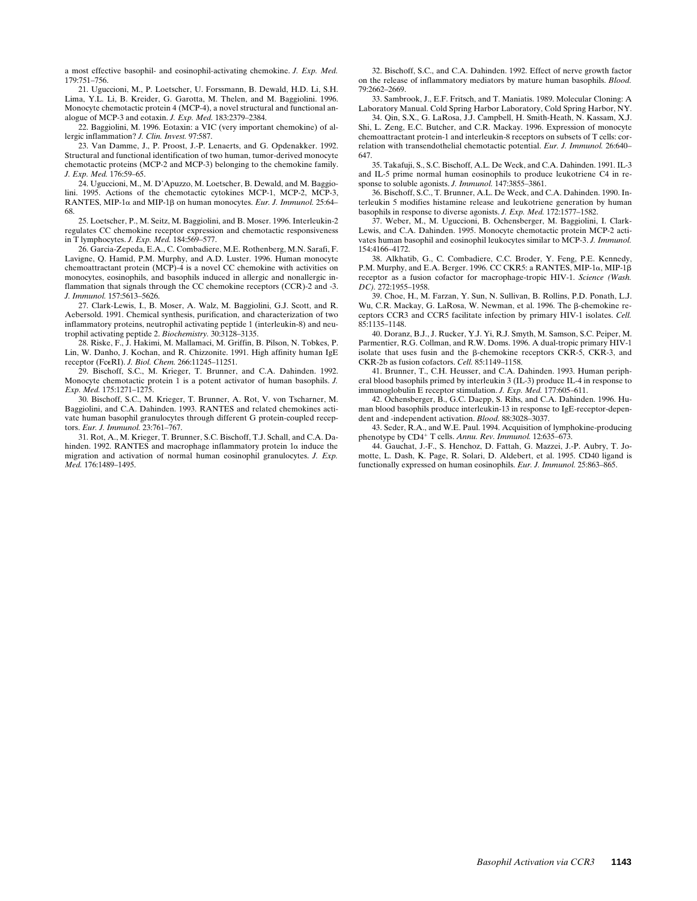a most effective basophil- and eosinophil-activating chemokine. *J. Exp. Med.* 179:751–756.

21. Uguccioni, M., P. Loetscher, U. Forssmann, B. Dewald, H.D. Li, S.H. Lima, Y.L. Li, B. Kreider, G. Garotta, M. Thelen, and M. Baggiolini. 1996. Monocyte chemotactic protein 4 (MCP-4), a novel structural and functional analogue of MCP-3 and eotaxin. *J. Exp. Med.* 183:2379–2384.

22. Baggiolini, M. 1996. Eotaxin: a VIC (very important chemokine) of allergic inflammation? *J. Clin. Invest.* 97:587.

23. Van Damme, J., P. Proost, J.-P. Lenaerts, and G. Opdenakker. 1992. Structural and functional identification of two human, tumor-derived monocyte chemotactic proteins (MCP-2 and MCP-3) belonging to the chemokine family. *J. Exp. Med.* 176:59–65.

24. Uguccioni, M., M. D'Apuzzo, M. Loetscher, B. Dewald, and M. Baggiolini. 1995. Actions of the chemotactic cytokines MCP-1, MCP-2, MCP-3, RANTES, MIP-1α and MIP-1β on human monocytes. *Eur. J. Immunol.* 25:64–68.

25. Loetscher, P., M. Seitz, M. Baggiolini, and B. Moser. 1996. Interleukin-2 regulates CC chemokine receptor expression and chemotactic responsiveness in T lymphocytes. *J. Exp. Med.* 184:569–577.

26. Garcia-Zepeda, E.A., C. Combadiere, M.E. Rothenberg, M.N. Sarafi, F. Lavigne, Q. Hamid, P.M. Murphy, and A.D. Luster. 1996. Human monocyte chemoattractant protein (MCP)-4 is a novel CC chemokine with activities on monocytes, eosinophils, and basophils induced in allergic and nonallergic inflammation that signals through the CC chemokine receptors (CCR)-2 and -3. *J. Immunol.* 157:5613–5626.

27. Clark-Lewis, I., B. Moser, A. Walz, M. Baggiolini, G.J. Scott, and R. Aebersold. 1991. Chemical synthesis, purification, and characterization of two inflammatory proteins, neutrophil activating peptide 1 (interleukin-8) and neutrophil activating peptide 2. *Biochemistry.* 30:3128–3135.

28. Riske, F., J. Hakimi, M. Mallamaci, M. Griffin, B. Pilson, N. Tobkes, P. Lin, W. Danho, J. Kochan, and R. Chizzonite. 1991. High affinity human IgE receptor (FcεRI). *J. Biol. Chem.* 266:11245–11251.

29. Bischoff, S.C., M. Krieger, T. Brunner, and C.A. Dahinden. 1992. Monocyte chemotactic protein 1 is a potent activator of human basophils. *J. Exp. Med.* 175:1271–1275.

30. Bischoff, S.C., M. Krieger, T. Brunner, A. Rot, V. von Tscharner, M. Baggiolini, and C.A. Dahinden. 1993. RANTES and related chemokines activate human basophil granulocytes through different G protein-coupled receptors. *Eur. J. Immunol.* 23:761–767.

31. Rot, A., M. Krieger, T. Brunner, S.C. Bischoff, T.J. Schall, and C.A. Dahinden. 1992. RANTES and macrophage inflammatory protein 1α induce the migration and activation of normal human eosinophil granulocytes. *J. Exp. Med.* 176:1489–1495.

32. Bischoff, S.C., and C.A. Dahinden. 1992. Effect of nerve growth factor on the release of inflammatory mediators by mature human basophils. *Blood.* 79:2662–2669.

33. Sambrook, J., E.F. Fritsch, and T. Maniatis. 1989. Molecular Cloning: A Laboratory Manual. Cold Spring Harbor Laboratory, Cold Spring Harbor, NY.

34. Qin, S.X., G. LaRosa, J.J. Campbell, H. Smith-Heath, N. Kassam, X.J. Shi, L. Zeng, E.C. Butcher, and C.R. Mackay. 1996. Expression of monocyte chemoattractant protein-1 and interleukin-8 receptors on subsets of T cells: correlation with transendothelial chemotactic potential. *Eur. J. Immunol.* 26:640–647.

35. Takafuji, S., S.C. Bischoff, A.L. De Weck, and C.A. Dahinden. 1991. IL-3 and IL-5 prime normal human eosinophils to produce leukotriene C4 in response to soluble agonists. *J. Immunol.* 147:3855–3861.

36. Bischoff, S.C., T. Brunner, A.L. De Weck, and C.A. Dahinden. 1990. Interleukin 5 modifies histamine release and leukotriene generation by human basophils in response to diverse agonists. *J. Exp. Med.* 172:1577–1582.

37. Weber, M., M. Uguccioni, B. Ochensberger, M. Baggiolini, I. Clark-Lewis, and C.A. Dahinden. 1995. Monocyte chemotactic protein MCP-2 activates human basophil and eosinophil leukocytes similar to MCP-3. *J. Immunol.* 154:4166–4172.

38. Alkhatib, G., C. Combadiere, C.C. Broder, Y. Feng, P.E. Kennedy, P.M. Murphy, and E.A. Berger. 1996. CC CKR5: a RANTES, MIP-1α, MIP-1β receptor as a fusion cofactor for macrophage-tropic HIV-1. *Science (Wash. DC).* 272:1955–1958.

39. Choe, H., M. Farzan, Y. Sun, N. Sullivan, B. Rollins, P.D. Ponath, L.J. Wu, C.R. Mackay, G. LaRosa, W. Newman, et al. 1996. The β-chemokine receptors CCR3 and CCR5 facilitate infection by primary HIV-1 isolates. *Cell.* 85:1135–1148.

40. Doranz, B.J., J. Rucker, Y.J. Yi, R.J. Smyth, M. Samson, S.C. Peiper, M. Parmentier, R.G. Collman, and R.W. Doms. 1996. A dual-tropic primary HIV-1 isolate that uses fusin and the β-chemokine receptors CKR-5, CKR-3, and CKR-2b as fusion cofactors. *Cell.* 85:1149–1158.

41. Brunner, T., C.H. Heusser, and C.A. Dahinden. 1993. Human peripheral blood basophils primed by interleukin 3 (IL-3) produce IL-4 in response to immunoglobulin E receptor stimulation. *J. Exp. Med.* 177:605–611.

42. Ochensberger, B., G.C. Daepp, S. Rihs, and C.A. Dahinden. 1996. Human blood basophils produce interleukin-13 in response to IgE-receptor-dependent and -independent activation. *Blood.* 88:3028–3037.

43. Seder, R.A., and W.E. Paul. 1994. Acquisition of lymphokine-producing phenotype by $CD4^+$ T cells. *Annu. Rev. Immunol.* 12:635–673.

44. Gauchat, J.-F., S. Henchoz, D. Fattah, G. Mazzei, J.-P. Aubry, T. Jomotte, L. Dash, K. Page, R. Solari, D. Aldebert, et al. 1995. CD40 ligand is functionally expressed on human eosinophils. *Eur. J. Immunol.* 25:863–865.